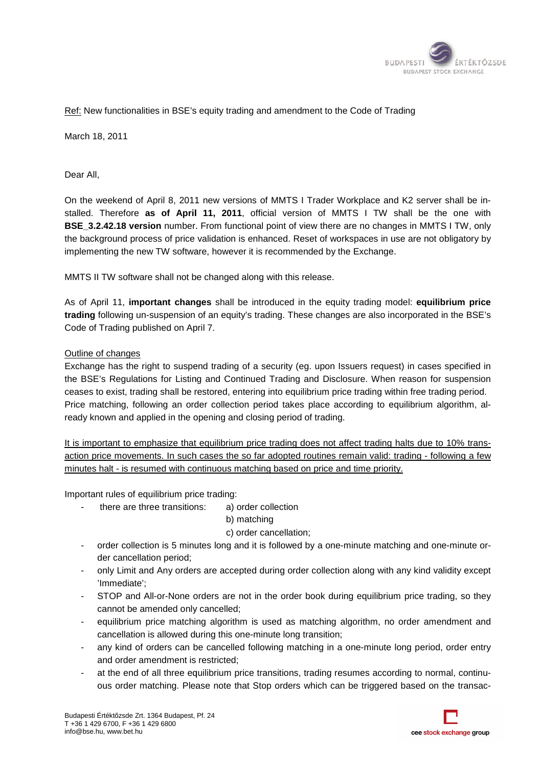Ref: New functionalities in BSE's equity trading and amendment to the Code of Trading

March 18, 2011

Dear All,

On the weekend of April 8, 2011 new versions of MMTS I Trader Workplace and K2 server shall be installed. Therefore **as of April 11, 2011**, official version of MMTS I TW shall be the one with **BSE_3.2.42.18 version** number. From functional point of view there are no changes in MMTS I TW, only the background process of price validation is enhanced. Reset of workspaces in use are not obligatory by implementing the new TW software, however it is recommended by the Exchange.

MMTS II TW software shall not be changed along with this release.

As of April 11, **important changes** shall be introduced in the equity trading model: **equilibrium price trading** following un-suspension of an equity's trading. These changes are also incorporated in the BSE's Code of Trading published on April 7.

Outline of changes

Exchange has the right to suspend trading of a security (eg. upon Issuers request) in cases specified in the BSE's Regulations for Listing and Continued Trading and Disclosure. When reason for suspension ceases to exist, trading shall be restored, entering into equilibrium price trading within free trading period. Price matching, following an order collection period takes place according to equilibrium algorithm, already known and applied in the opening and closing period of trading.

It is important to emphasize that equilibrium price trading does not affect trading halts due to 10% transaction price movements. In such cases the so far adopted routines remain valid: trading - following a few minutes halt - is resumed with continuous matching based on price and time priority.

Important rules of equilibrium price trading:

- there are three transitions: a) order collection
  b) matching
  c) order cancellation;
- order collection is 5 minutes long and it is followed by a one-minute matching and one-minute order cancellation period;
- only Limit and Any orders are accepted during order collection along with any kind validity except 'Immediate';
- STOP and All-or-None orders are not in the order book during equilibrium price trading, so they cannot be amended only cancelled;
- equilibrium price matching algorithm is used as matching algorithm, no order amendment and cancellation is allowed during this one-minute long transition;
- any kind of orders can be cancelled following matching in a one-minute long period, order entry and order amendment is restricted;
- at the end of all three equilibrium price transitions, trading resumes according to normal, continuous order matching. Please note that Stop orders which can be triggered based on the transac-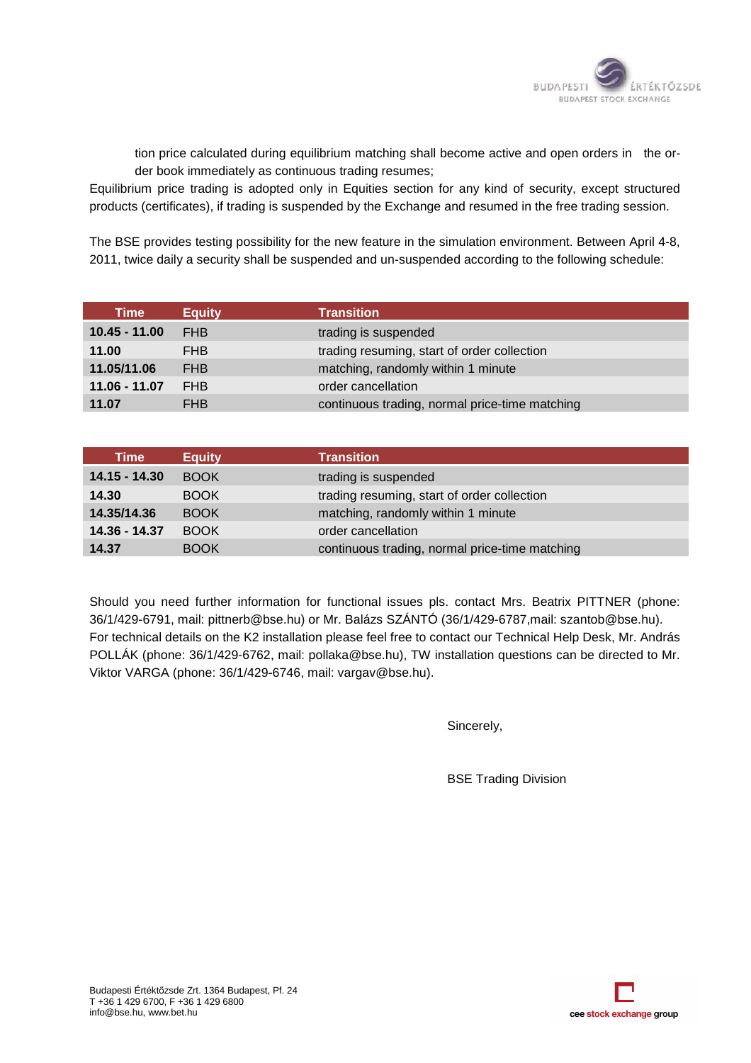tion price calculated during equilibrium matching shall become active and open orders in the order book immediately as continuous trading resumes;

Equilibrium price trading is adopted only in Equities section for any kind of security, except structured products (certificates), if trading is suspended by the Exchange and resumed in the free trading session.

The BSE provides testing possibility for the new feature in the simulation environment. Between April 4-8, 2011, twice daily a security shall be suspended and un-suspended according to the following schedule:

| Time | Equity | Transition |
|---|---|---|
| **10.45 - 11.00** | FHB | trading is suspended |
| **11.00** | FHB | trading resuming, start of order collection |
| **11.05/11.06** | FHB | matching, randomly within 1 minute |
| **11.06 - 11.07** | FHB | order cancellation |
| **11.07** | FHB | continuous trading, normal price-time matching |

| Time | Equity | Transition |
|---|---|---|
| **14.15 - 14.30** | BOOK | trading is suspended |
| **14.30** | BOOK | trading resuming, start of order collection |
| **14.35/14.36** | BOOK | matching, randomly within 1 minute |
| **14.36 - 14.37** | BOOK | order cancellation |
| **14.37** | BOOK | continuous trading, normal price-time matching |

Should you need further information for functional issues pls. contact Mrs. Beatrix PITTNER (phone: 36/1/429-6791, mail: pittnerb@bse.hu) or Mr. Balázs SZÁNTÓ (36/1/429-6787,mail: szantob@bse.hu). For technical details on the K2 installation please feel free to contact our Technical Help Desk, Mr. András POLLÁK (phone: 36/1/429-6762, mail: pollaka@bse.hu), TW installation questions can be directed to Mr. Viktor VARGA (phone: 36/1/429-6746, mail: vargav@bse.hu).

Sincerely,

BSE Trading Division

Budapesti Értéktőzsde Zrt. 1364 Budapest, Pf. 24
T +36 1 429 6700, F +36 1 429 6800
info@bse.hu, www.bet.hu

cee stock exchange group